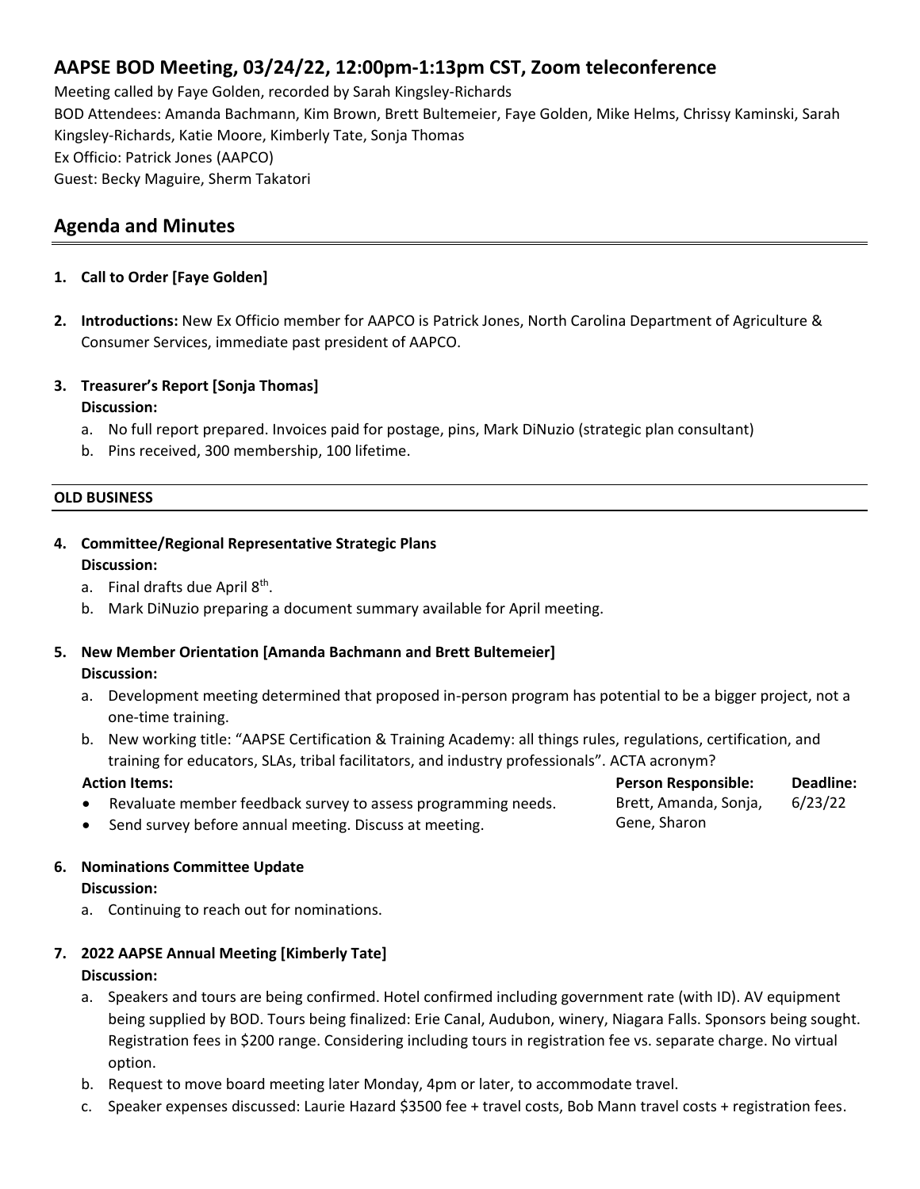## AAPSE BOD Meeting, 03/24/22, 12:00pm-1:13pm CST, Zoom teleconference

Meeting called by Faye Golden, recorded by Sarah Kingsley-Richards

BOD Attendees: Amanda Bachmann, Kim Brown, Brett Bultemeier, Faye Golden, Mike Helms, Chrissy Kaminski, Sarah Kingsley-Richards, Katie Moore, Kimberly Tate, Sonja Thomas

Ex Officio: Patrick Jones (AAPCO)

Guest: Becky Maguire, Sherm Takatori

## Agenda and Minutes

1. **Call to Order [Faye Golden]**

2. **Introductions:** New Ex Officio member for AAPCO is Patrick Jones, North Carolina Department of Agriculture & Consumer Services, immediate past president of AAPCO.

3. **Treasurer's Report [Sonja Thomas]**
   **Discussion:**
   a. No full report prepared. Invoices paid for postage, pins, Mark DiNuzio (strategic plan consultant)
   b. Pins received, 300 membership, 100 lifetime.

**OLD BUSINESS**

4. **Committee/Regional Representative Strategic Plans**
   **Discussion:**
   a. Final drafts due April 8th.
   b. Mark DiNuzio preparing a document summary available for April meeting.

5. **New Member Orientation [Amanda Bachmann and Brett Bultemeier]**
   **Discussion:**
   a. Development meeting determined that proposed in-person program has potential to be a bigger project, not a one-time training.
   b. New working title: "AAPSE Certification & Training Academy: all things rules, regulations, certification, and training for educators, SLAs, tribal facilitators, and industry professionals". ACTA acronym?

| Action Items: | Person Responsible: | Deadline: |
| --- | --- | --- |
| • Revaluate member feedback survey to assess programming needs.<br>• Send survey before annual meeting. Discuss at meeting. | Brett, Amanda, Sonja, Gene, Sharon | 6/23/22 |

6. **Nominations Committee Update**
   **Discussion:**
   a. Continuing to reach out for nominations.

7. **2022 AAPSE Annual Meeting [Kimberly Tate]**
   **Discussion:**
   a. Speakers and tours are being confirmed. Hotel confirmed including government rate (with ID). AV equipment being supplied by BOD. Tours being finalized: Erie Canal, Audubon, winery, Niagara Falls. Sponsors being sought. Registration fees in $200 range. Considering including tours in registration fee vs. separate charge. No virtual option.
   b. Request to move board meeting later Monday, 4pm or later, to accommodate travel.
   c. Speaker expenses discussed: Laurie Hazard $3500 fee + travel costs, Bob Mann travel costs + registration fees.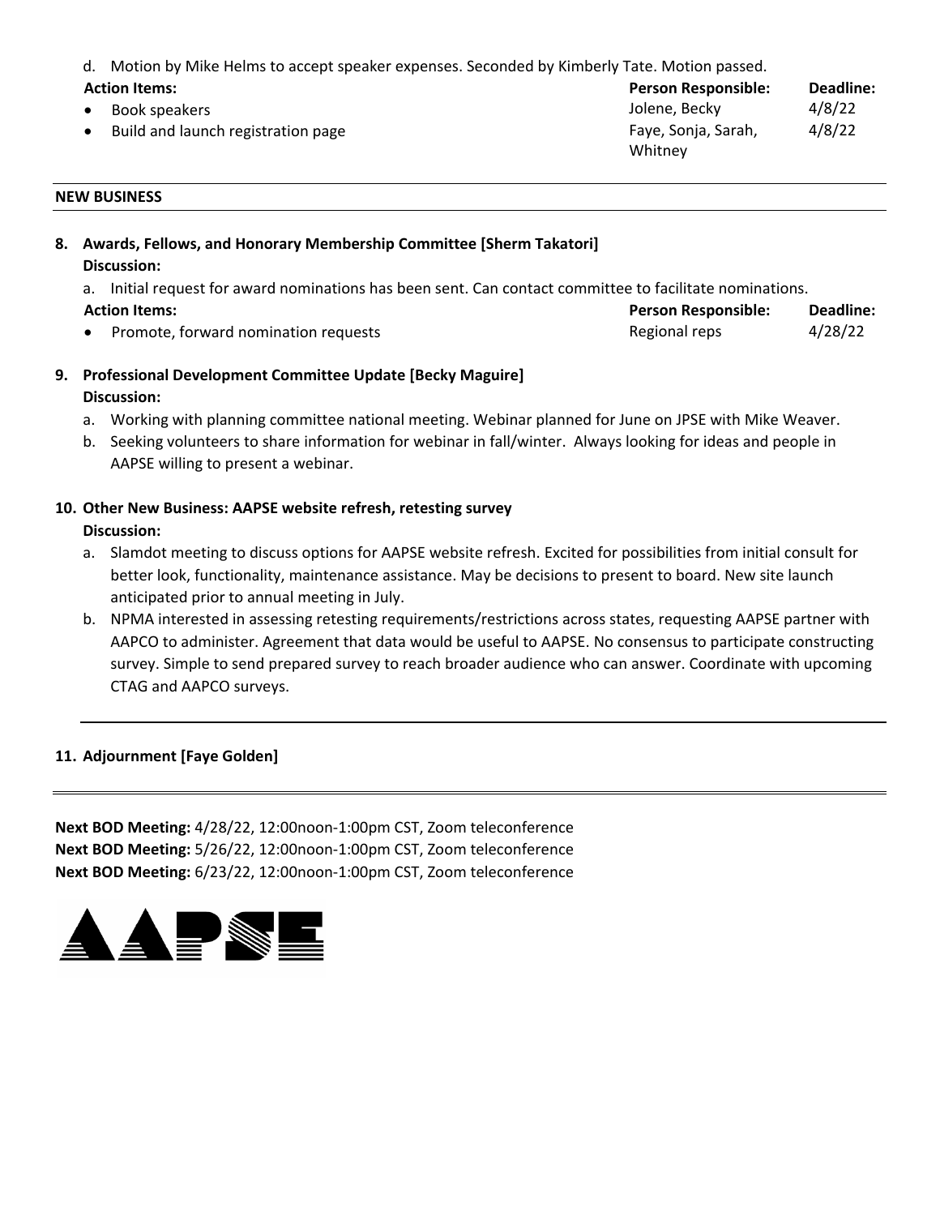d. Motion by Mike Helms to accept speaker expenses. Seconded by Kimberly Tate. Motion passed.

| Action Items: | Person Responsible: | Deadline: |
|---|---|---|
| • Book speakers | Jolene, Becky | 4/8/22 |
| • Build and launch registration page | Faye, Sonja, Sarah, Whitney | 4/8/22 |

**NEW BUSINESS**

**8. Awards, Fellows, and Honorary Membership Committee [Sherm Takatori]**

**Discussion:**

a. Initial request for award nominations has been sent. Can contact committee to facilitate nominations.

| Action Items: | Person Responsible: | Deadline: |
|---|---|---|
| • Promote, forward nomination requests | Regional reps | 4/28/22 |

**9. Professional Development Committee Update [Becky Maguire]**

**Discussion:**

a. Working with planning committee national meeting. Webinar planned for June on JPSE with Mike Weaver.
b. Seeking volunteers to share information for webinar in fall/winter. Always looking for ideas and people in AAPSE willing to present a webinar.

**10. Other New Business: AAPSE website refresh, retesting survey**

**Discussion:**

a. Slamdot meeting to discuss options for AAPSE website refresh. Excited for possibilities from initial consult for better look, functionality, maintenance assistance. May be decisions to present to board. New site launch anticipated prior to annual meeting in July.
b. NPMA interested in assessing retesting requirements/restrictions across states, requesting AAPSE partner with AAPCO to administer. Agreement that data would be useful to AAPSE. No consensus to participate constructing survey. Simple to send prepared survey to reach broader audience who can answer. Coordinate with upcoming CTAG and AAPCO surveys.

**11. Adjournment [Faye Golden]**

**Next BOD Meeting:** 4/28/22, 12:00noon-1:00pm CST, Zoom teleconference
**Next BOD Meeting:** 5/26/22, 12:00noon-1:00pm CST, Zoom teleconference
**Next BOD Meeting:** 6/23/22, 12:00noon-1:00pm CST, Zoom teleconference

AAPSE